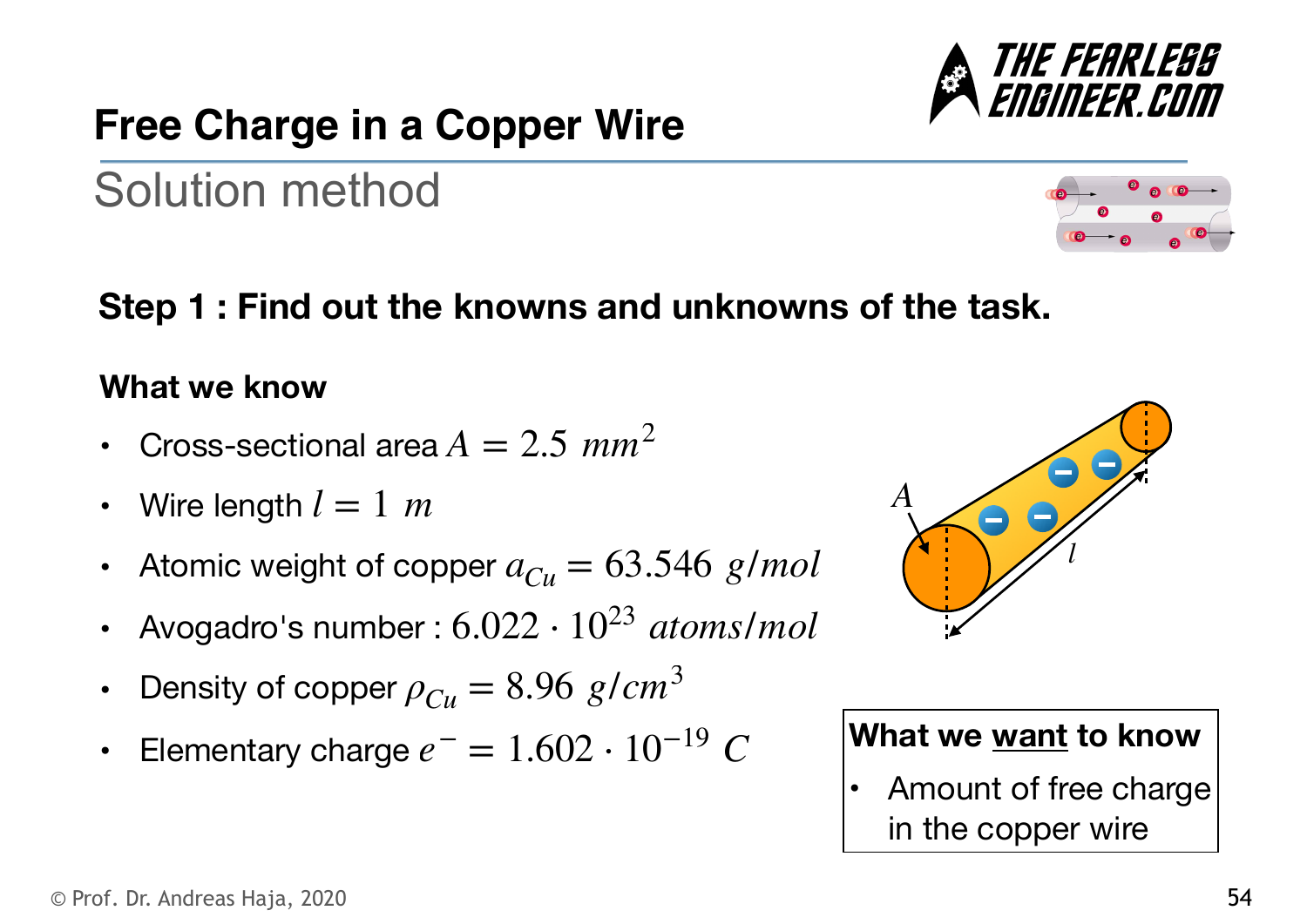# Free Charge in a Copper Wire

## Solution method

### Step 1 : Find out the knowns and unknowns of the task.

**What we know**

- Cross-sectional area $A = 2.5\ mm^2$
- Wire length $l = 1\ m$
- Atomic weight of copper $a_{Cu} = 63.546\ g/mol$
- Avogadro's number : $6.022 \cdot 10^{23}\ atoms/mol$
- Density of copper $\rho_{Cu} = 8.96\ g/cm^3$
- Elementary charge $e^- = 1.602 \cdot 10^{-19}\ C$

**What we want to know**

- Amount of free charge in the copper wire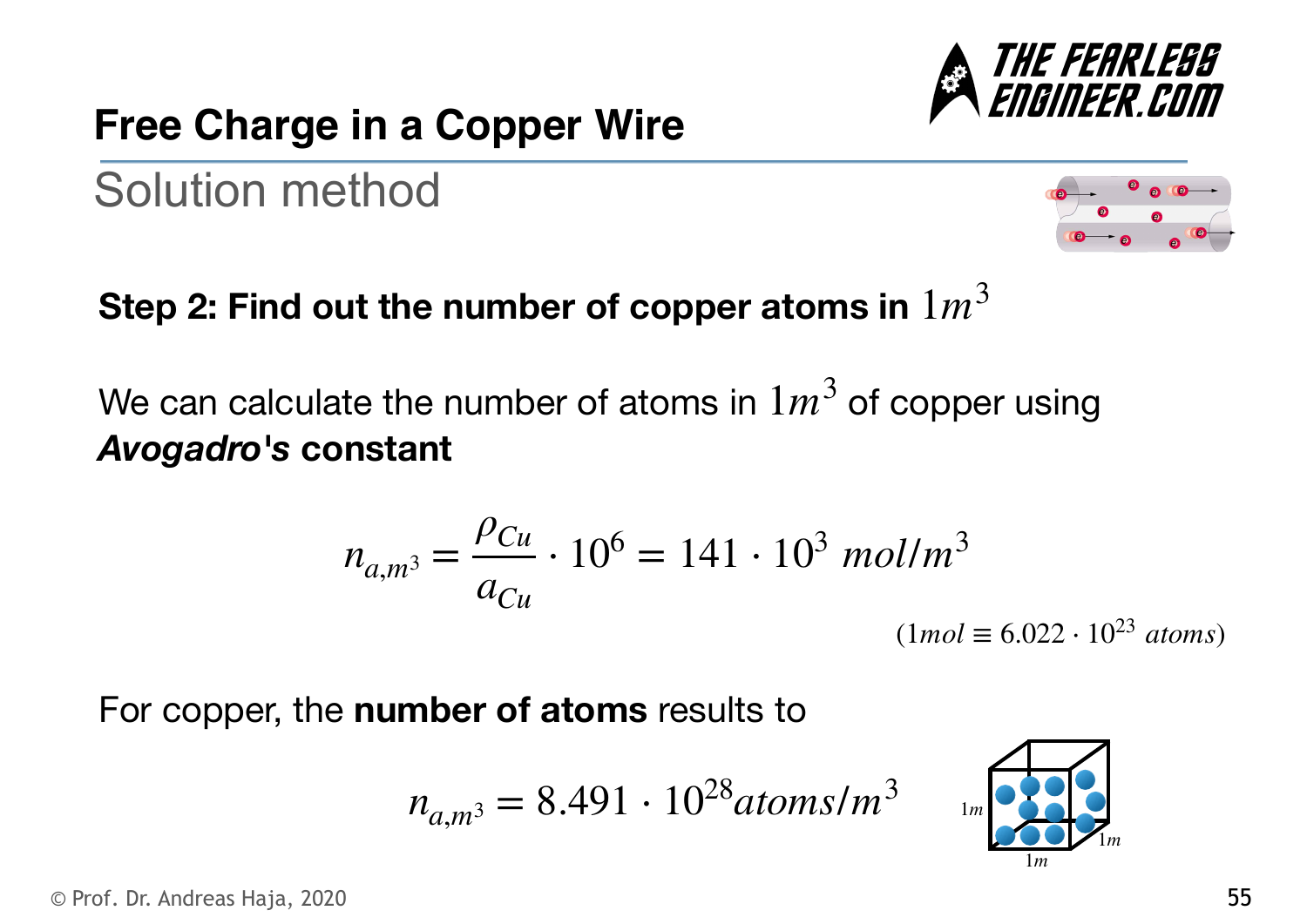## Free Charge in a Copper Wire

### Solution method

**Step 2: Find out the number of copper atoms in $1m^3$**

We can calculate the number of atoms in $1m^3$ of copper using ***Avogadro*'s constant**

$$n_{a,m^3} = \frac{\rho_{Cu}}{a_{Cu}} \cdot 10^6 = 141 \cdot 10^3 \ mol/m^3$$

$(1mol \equiv 6.022 \cdot 10^{23} \ atoms)$

For copper, the **number of atoms** results to

$$n_{a,m^3} = 8.491 \cdot 10^{28} atoms/m^3$$

© Prof. Dr. Andreas Haja, 2020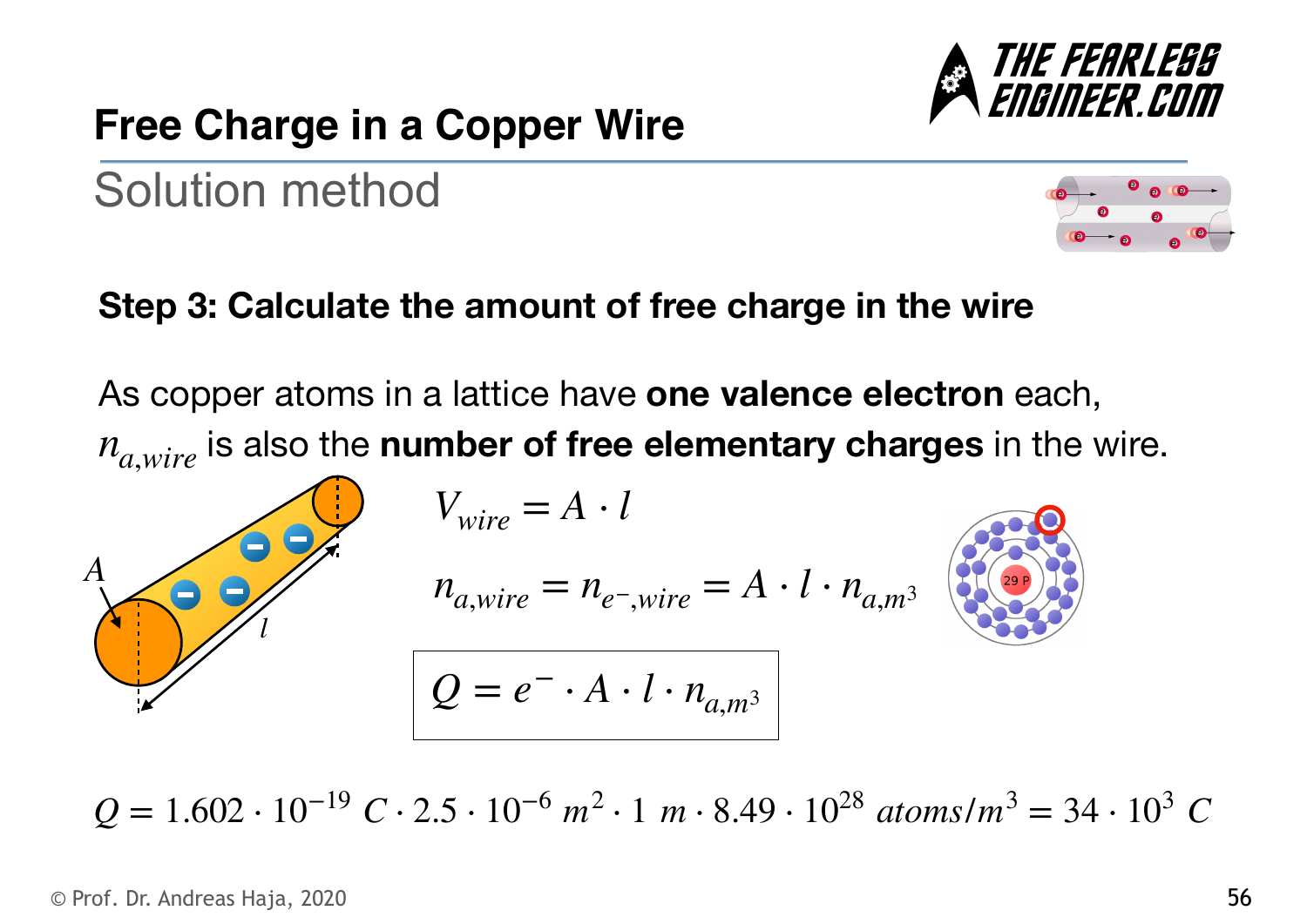## Free Charge in a Copper Wire

### Solution method

**Step 3: Calculate the amount of free charge in the wire**

As copper atoms in a lattice have **one valence electron** each, $n_{a,wire}$ is also the **number of free elementary charges** in the wire.

$$V_{wire} = A \cdot l$$

$$n_{a,wire} = n_{e^-,wire} = A \cdot l \cdot n_{a,m^3}$$

$$\boxed{Q = e^- \cdot A \cdot l \cdot n_{a,m^3}}$$

$$Q = 1.602 \cdot 10^{-19}\ C \cdot 2.5 \cdot 10^{-6}\ m^2 \cdot 1\ m \cdot 8.49 \cdot 10^{28}\ atoms/m^3 = 34 \cdot 10^3\ C$$

© Prof. Dr. Andreas Haja, 2020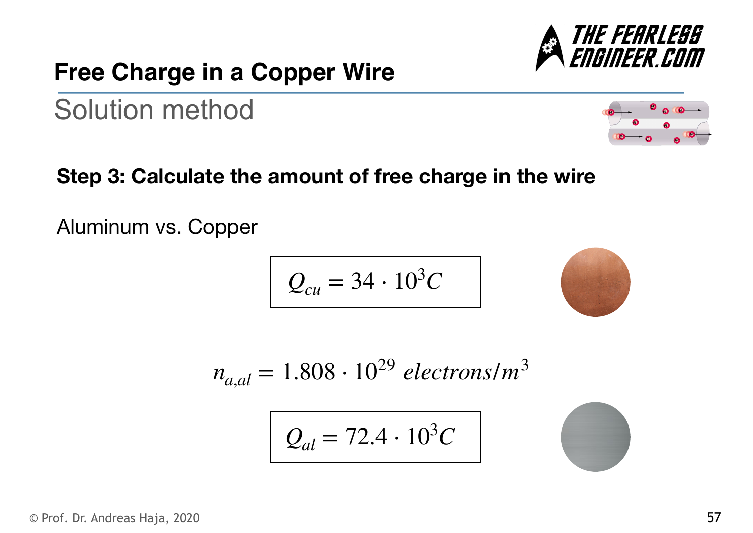# Free Charge in a Copper Wire

## Solution method

**Step 3: Calculate the amount of free charge in the wire**

Aluminum vs. Copper

$$Q_{cu} = 34 \cdot 10^3 C$$

$$n_{a,al} = 1.808 \cdot 10^{29} \ electrons/m^3$$

$$Q_{al} = 72.4 \cdot 10^3 C$$

© Prof. Dr. Andreas Haja, 2020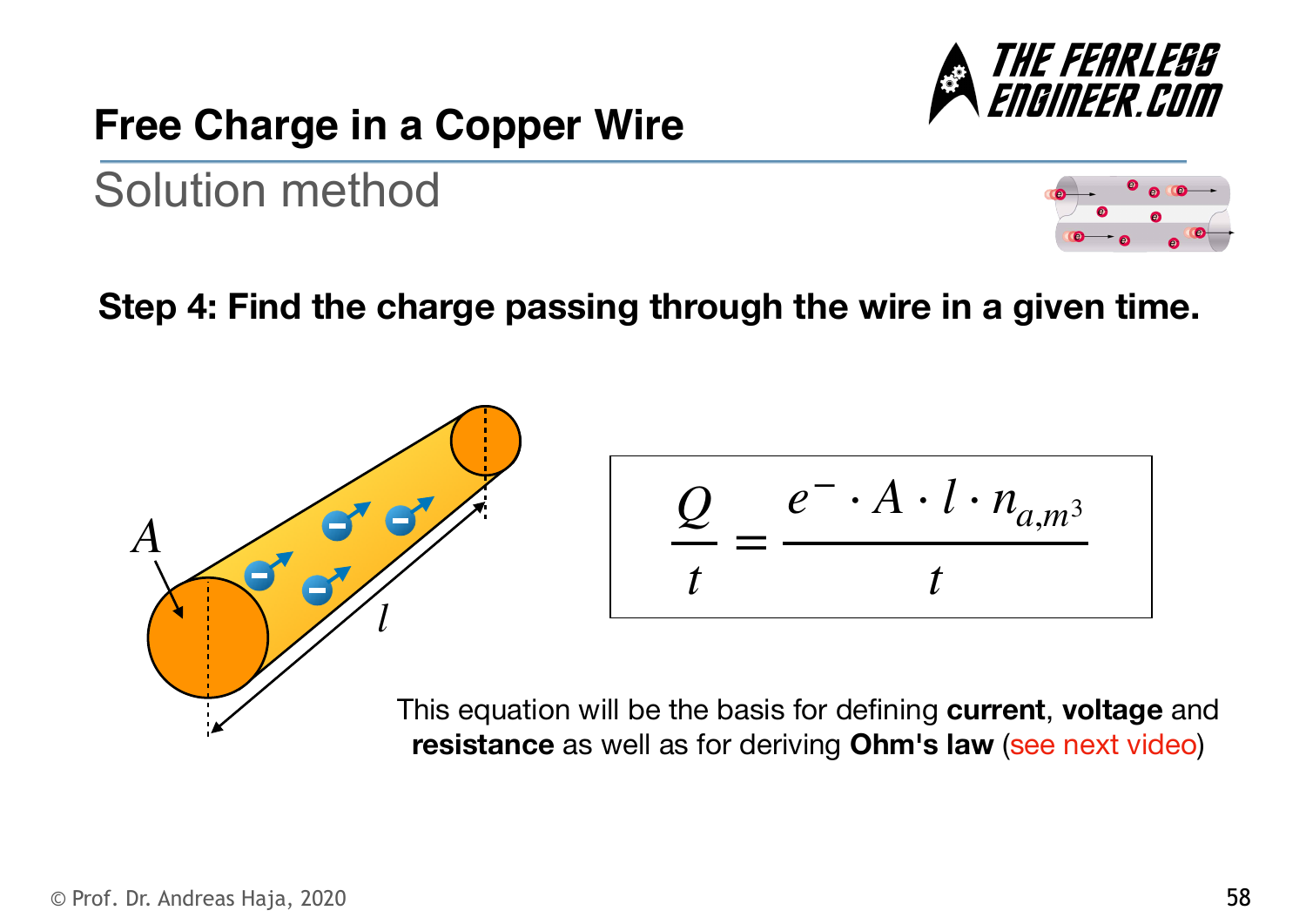# Free Charge in a Copper Wire

## Solution method

**Step 4: Find the charge passing through the wire in a given time.**

$A$

$l$

$$\frac{Q}{t} = \frac{e^{-} \cdot A \cdot l \cdot n_{a,m^3}}{t}$$

This equation will be the basis for defining **current**, **voltage** and **resistance** as well as for deriving **Ohm's law** (see next video)

© Prof. Dr. Andreas Haja, 2020